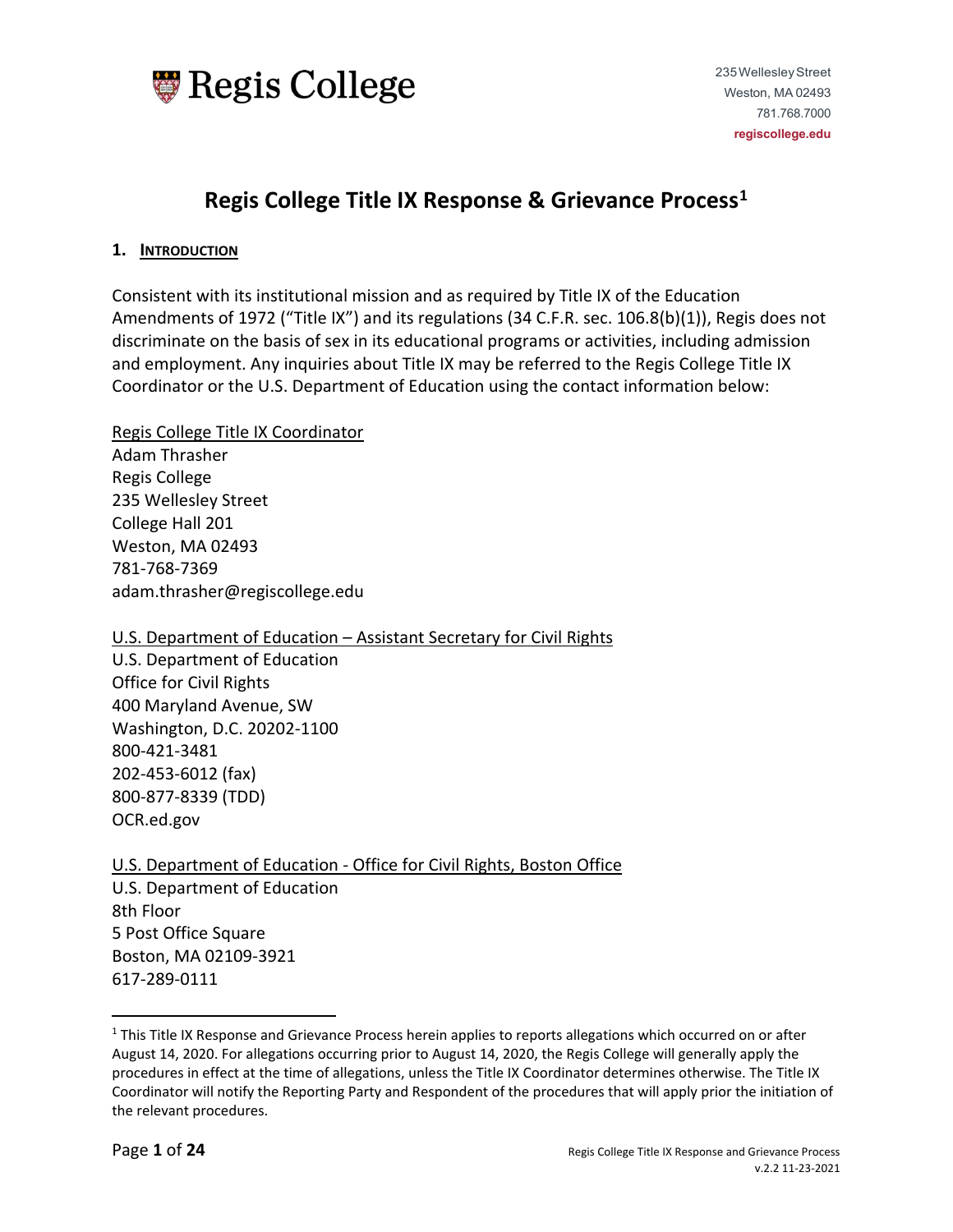Regis College

235 Wellesley Street
Weston, MA 02493
781.768.7000
regiscollege.edu

# Regis College Title IX Response & Grievance Process[1]

## 1. Introduction

Consistent with its institutional mission and as required by Title IX of the Education Amendments of 1972 ("Title IX") and its regulations (34 C.F.R. sec. 106.8(b)(1)), Regis does not discriminate on the basis of sex in its educational programs or activities, including admission and employment. Any inquiries about Title IX may be referred to the Regis College Title IX Coordinator or the U.S. Department of Education using the contact information below:

Regis College Title IX Coordinator
Adam Thrasher
Regis College
235 Wellesley Street
College Hall 201
Weston, MA 02493
781-768-7369
adam.thrasher@regiscollege.edu

U.S. Department of Education – Assistant Secretary for Civil Rights
U.S. Department of Education
Office for Civil Rights
400 Maryland Avenue, SW
Washington, D.C. 20202-1100
800-421-3481
202-453-6012 (fax)
800-877-8339 (TDD)
OCR.ed.gov

U.S. Department of Education - Office for Civil Rights, Boston Office
U.S. Department of Education
8th Floor
5 Post Office Square
Boston, MA 02109-3921
617-289-0111

[1] This Title IX Response and Grievance Process herein applies to reports allegations which occurred on or after August 14, 2020. For allegations occurring prior to August 14, 2020, the Regis College will generally apply the procedures in effect at the time of allegations, unless the Title IX Coordinator determines otherwise. The Title IX Coordinator will notify the Reporting Party and Respondent of the procedures that will apply prior the initiation of the relevant procedures.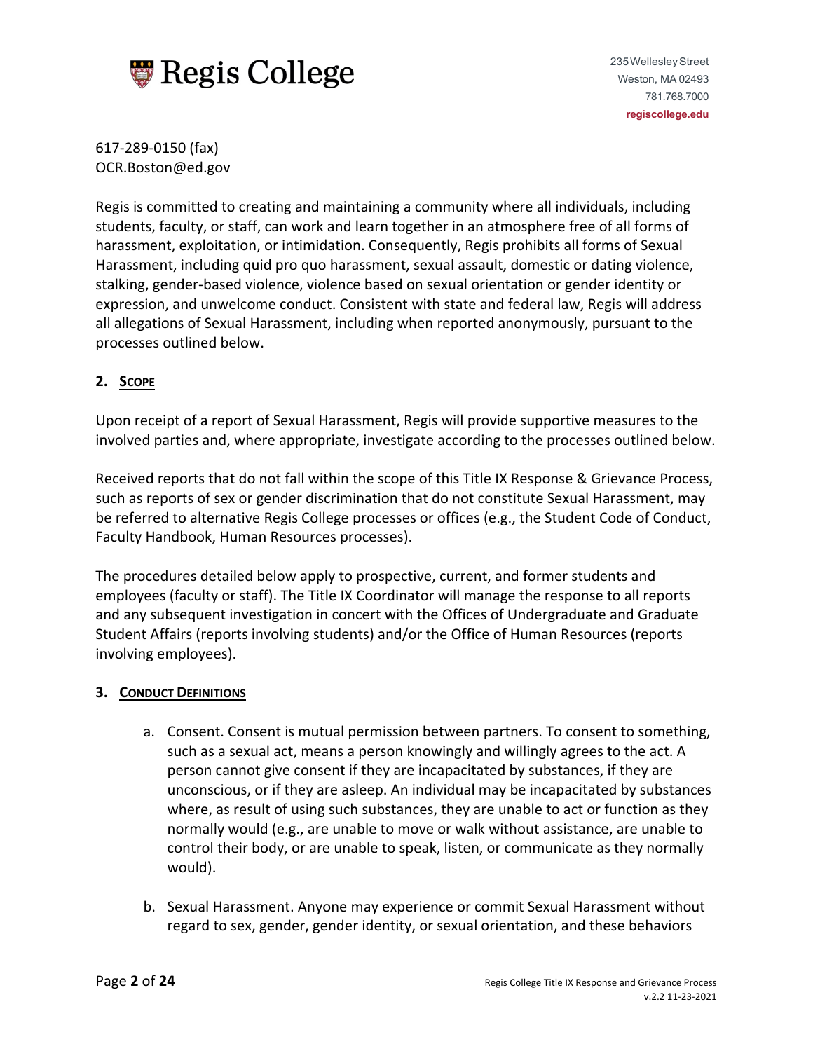617-289-0150 (fax)
OCR.Boston@ed.gov

Regis is committed to creating and maintaining a community where all individuals, including students, faculty, or staff, can work and learn together in an atmosphere free of all forms of harassment, exploitation, or intimidation. Consequently, Regis prohibits all forms of Sexual Harassment, including quid pro quo harassment, sexual assault, domestic or dating violence, stalking, gender-based violence, violence based on sexual orientation or gender identity or expression, and unwelcome conduct. Consistent with state and federal law, Regis will address all allegations of Sexual Harassment, including when reported anonymously, pursuant to the processes outlined below.

## 2. Scope

Upon receipt of a report of Sexual Harassment, Regis will provide supportive measures to the involved parties and, where appropriate, investigate according to the processes outlined below.

Received reports that do not fall within the scope of this Title IX Response & Grievance Process, such as reports of sex or gender discrimination that do not constitute Sexual Harassment, may be referred to alternative Regis College processes or offices (e.g., the Student Code of Conduct, Faculty Handbook, Human Resources processes).

The procedures detailed below apply to prospective, current, and former students and employees (faculty or staff). The Title IX Coordinator will manage the response to all reports and any subsequent investigation in concert with the Offices of Undergraduate and Graduate Student Affairs (reports involving students) and/or the Office of Human Resources (reports involving employees).

## 3. Conduct Definitions

a. Consent. Consent is mutual permission between partners. To consent to something, such as a sexual act, means a person knowingly and willingly agrees to the act. A person cannot give consent if they are incapacitated by substances, if they are unconscious, or if they are asleep. An individual may be incapacitated by substances where, as result of using such substances, they are unable to act or function as they normally would (e.g., are unable to move or walk without assistance, are unable to control their body, or are unable to speak, listen, or communicate as they normally would).

b. Sexual Harassment. Anyone may experience or commit Sexual Harassment without regard to sex, gender, gender identity, or sexual orientation, and these behaviors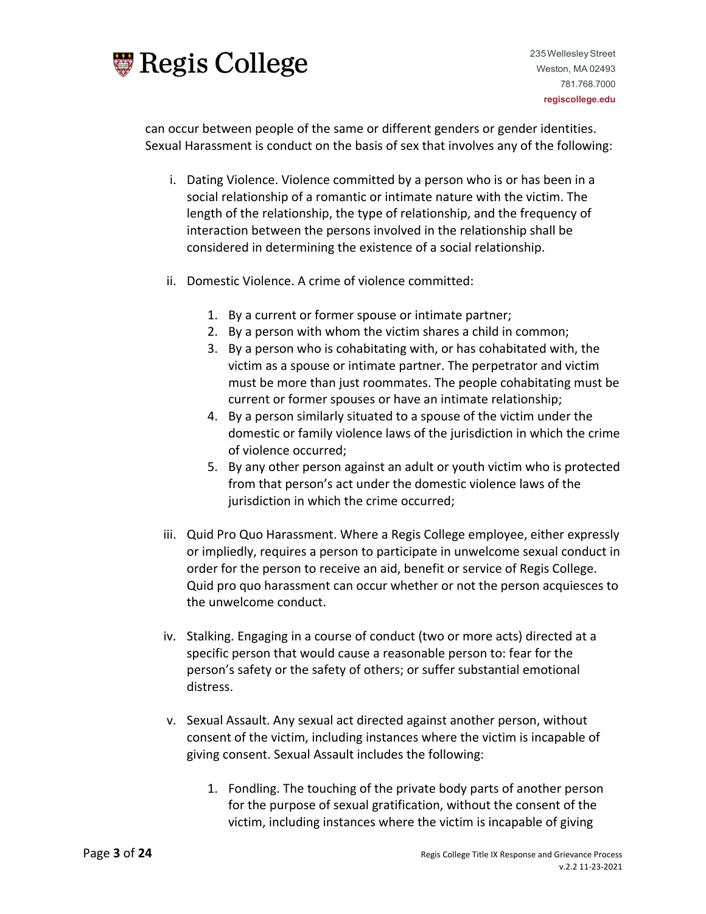can occur between people of the same or different genders or gender identities. Sexual Harassment is conduct on the basis of sex that involves any of the following:

i. Dating Violence. Violence committed by a person who is or has been in a social relationship of a romantic or intimate nature with the victim. The length of the relationship, the type of relationship, and the frequency of interaction between the persons involved in the relationship shall be considered in determining the existence of a social relationship.

ii. Domestic Violence. A crime of violence committed:

   1. By a current or former spouse or intimate partner;
   2. By a person with whom the victim shares a child in common;
   3. By a person who is cohabitating with, or has cohabitated with, the victim as a spouse or intimate partner. The perpetrator and victim must be more than just roommates. The people cohabitating must be current or former spouses or have an intimate relationship;
   4. By a person similarly situated to a spouse of the victim under the domestic or family violence laws of the jurisdiction in which the crime of violence occurred;
   5. By any other person against an adult or youth victim who is protected from that person's act under the domestic violence laws of the jurisdiction in which the crime occurred;

iii. Quid Pro Quo Harassment. Where a Regis College employee, either expressly or impliedly, requires a person to participate in unwelcome sexual conduct in order for the person to receive an aid, benefit or service of Regis College. Quid pro quo harassment can occur whether or not the person acquiesces to the unwelcome conduct.

iv. Stalking. Engaging in a course of conduct (two or more acts) directed at a specific person that would cause a reasonable person to: fear for the person's safety or the safety of others; or suffer substantial emotional distress.

v. Sexual Assault. Any sexual act directed against another person, without consent of the victim, including instances where the victim is incapable of giving consent. Sexual Assault includes the following:

   1. Fondling. The touching of the private body parts of another person for the purpose of sexual gratification, without the consent of the victim, including instances where the victim is incapable of giving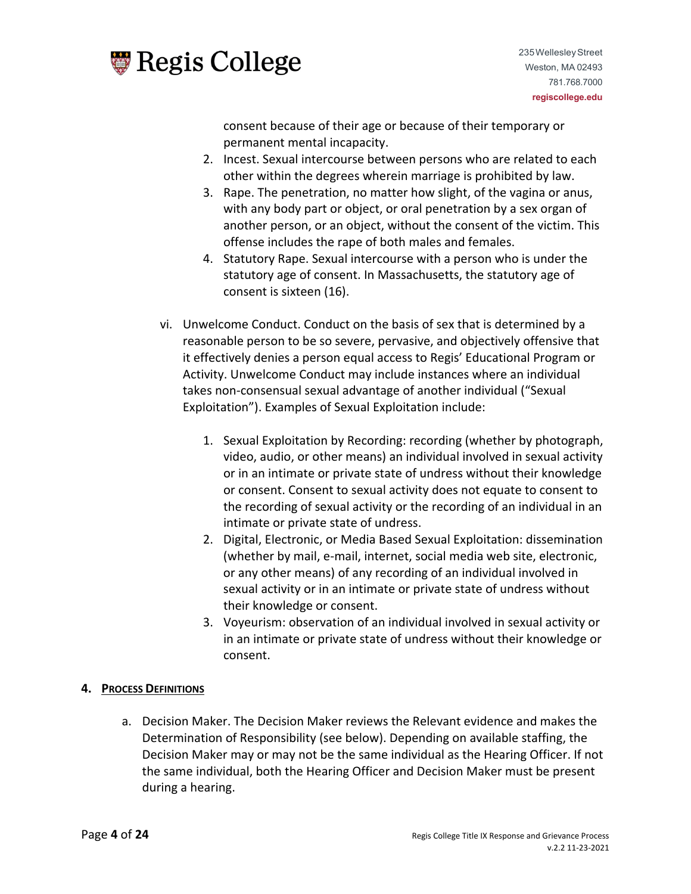consent because of their age or because of their temporary or permanent mental incapacity.

2. Incest. Sexual intercourse between persons who are related to each other within the degrees wherein marriage is prohibited by law.
3. Rape. The penetration, no matter how slight, of the vagina or anus, with any body part or object, or oral penetration by a sex organ of another person, or an object, without the consent of the victim. This offense includes the rape of both males and females.
4. Statutory Rape. Sexual intercourse with a person who is under the statutory age of consent. In Massachusetts, the statutory age of consent is sixteen (16).

vi. Unwelcome Conduct. Conduct on the basis of sex that is determined by a reasonable person to be so severe, pervasive, and objectively offensive that it effectively denies a person equal access to Regis' Educational Program or Activity. Unwelcome Conduct may include instances where an individual takes non-consensual sexual advantage of another individual ("Sexual Exploitation"). Examples of Sexual Exploitation include:

1. Sexual Exploitation by Recording: recording (whether by photograph, video, audio, or other means) an individual involved in sexual activity or in an intimate or private state of undress without their knowledge or consent. Consent to sexual activity does not equate to consent to the recording of sexual activity or the recording of an individual in an intimate or private state of undress.
2. Digital, Electronic, or Media Based Sexual Exploitation: dissemination (whether by mail, e-mail, internet, social media web site, electronic, or any other means) of any recording of an individual involved in sexual activity or in an intimate or private state of undress without their knowledge or consent.
3. Voyeurism: observation of an individual involved in sexual activity or in an intimate or private state of undress without their knowledge or consent.

## 4. Process Definitions

a. Decision Maker. The Decision Maker reviews the Relevant evidence and makes the Determination of Responsibility (see below). Depending on available staffing, the Decision Maker may or may not be the same individual as the Hearing Officer. If not the same individual, both the Hearing Officer and Decision Maker must be present during a hearing.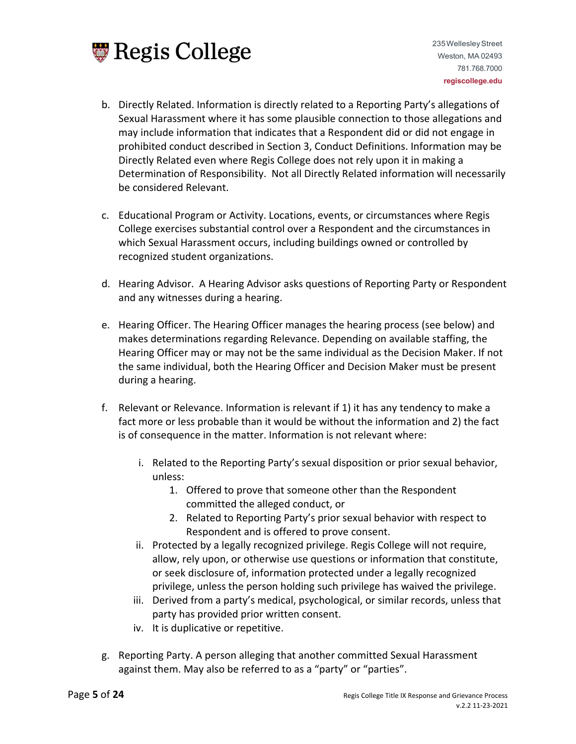b. Directly Related. Information is directly related to a Reporting Party's allegations of Sexual Harassment where it has some plausible connection to those allegations and may include information that indicates that a Respondent did or did not engage in prohibited conduct described in Section 3, Conduct Definitions. Information may be Directly Related even where Regis College does not rely upon it in making a Determination of Responsibility. Not all Directly Related information will necessarily be considered Relevant.

c. Educational Program or Activity. Locations, events, or circumstances where Regis College exercises substantial control over a Respondent and the circumstances in which Sexual Harassment occurs, including buildings owned or controlled by recognized student organizations.

d. Hearing Advisor. A Hearing Advisor asks questions of Reporting Party or Respondent and any witnesses during a hearing.

e. Hearing Officer. The Hearing Officer manages the hearing process (see below) and makes determinations regarding Relevance. Depending on available staffing, the Hearing Officer may or may not be the same individual as the Decision Maker. If not the same individual, both the Hearing Officer and Decision Maker must be present during a hearing.

f. Relevant or Relevance. Information is relevant if 1) it has any tendency to make a fact more or less probable than it would be without the information and 2) the fact is of consequence in the matter. Information is not relevant where:

   i. Related to the Reporting Party's sexual disposition or prior sexual behavior, unless:
      1. Offered to prove that someone other than the Respondent committed the alleged conduct, or
      2. Related to Reporting Party's prior sexual behavior with respect to Respondent and is offered to prove consent.

   ii. Protected by a legally recognized privilege. Regis College will not require, allow, rely upon, or otherwise use questions or information that constitute, or seek disclosure of, information protected under a legally recognized privilege, unless the person holding such privilege has waived the privilege.

   iii. Derived from a party's medical, psychological, or similar records, unless that party has provided prior written consent.

   iv. It is duplicative or repetitive.

g. Reporting Party. A person alleging that another committed Sexual Harassment against them. May also be referred to as a "party" or "parties".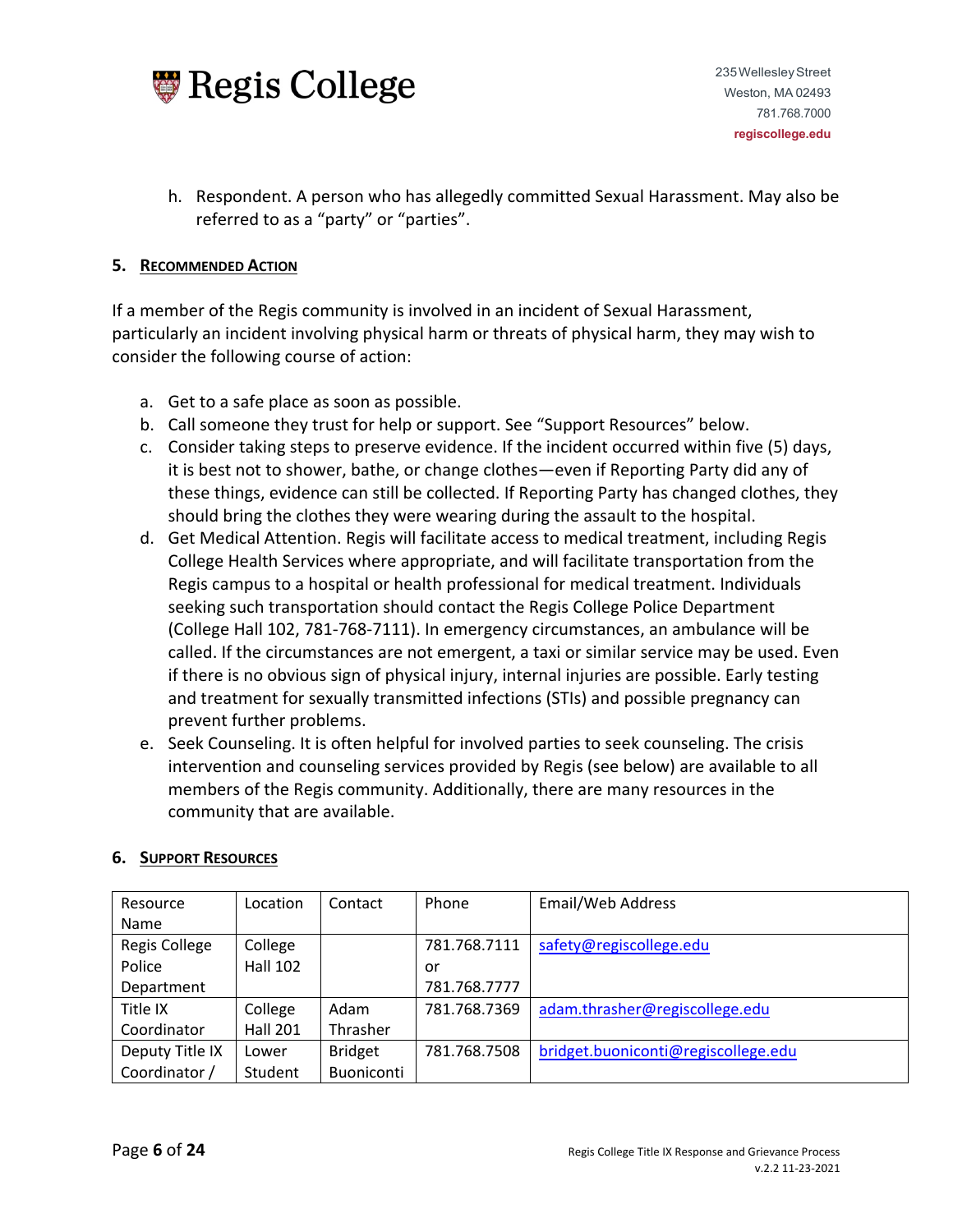h. Respondent. A person who has allegedly committed Sexual Harassment. May also be referred to as a "party" or "parties".

## 5. Recommended Action

If a member of the Regis community is involved in an incident of Sexual Harassment, particularly an incident involving physical harm or threats of physical harm, they may wish to consider the following course of action:

a. Get to a safe place as soon as possible.
b. Call someone they trust for help or support. See "Support Resources" below.
c. Consider taking steps to preserve evidence. If the incident occurred within five (5) days, it is best not to shower, bathe, or change clothes—even if Reporting Party did any of these things, evidence can still be collected. If Reporting Party has changed clothes, they should bring the clothes they were wearing during the assault to the hospital.
d. Get Medical Attention. Regis will facilitate access to medical treatment, including Regis College Health Services where appropriate, and will facilitate transportation from the Regis campus to a hospital or health professional for medical treatment. Individuals seeking such transportation should contact the Regis College Police Department (College Hall 102, 781-768-7111). In emergency circumstances, an ambulance will be called. If the circumstances are not emergent, a taxi or similar service may be used. Even if there is no obvious sign of physical injury, internal injuries are possible. Early testing and treatment for sexually transmitted infections (STIs) and possible pregnancy can prevent further problems.
e. Seek Counseling. It is often helpful for involved parties to seek counseling. The crisis intervention and counseling services provided by Regis (see below) are available to all members of the Regis community. Additionally, there are many resources in the community that are available.

## 6. Support Resources

| Resource Name | Location | Contact | Phone | Email/Web Address |
|---|---|---|---|---|
| Regis College Police Department | College Hall 102 | | 781.768.7111 or 781.768.7777 | safety@regiscollege.edu |
| Title IX Coordinator | College Hall 201 | Adam Thrasher | 781.768.7369 | adam.thrasher@regiscollege.edu |
| Deputy Title IX Coordinator / | Lower Student | Bridget Buoniconti | 781.768.7508 | bridget.buoniconti@regiscollege.edu |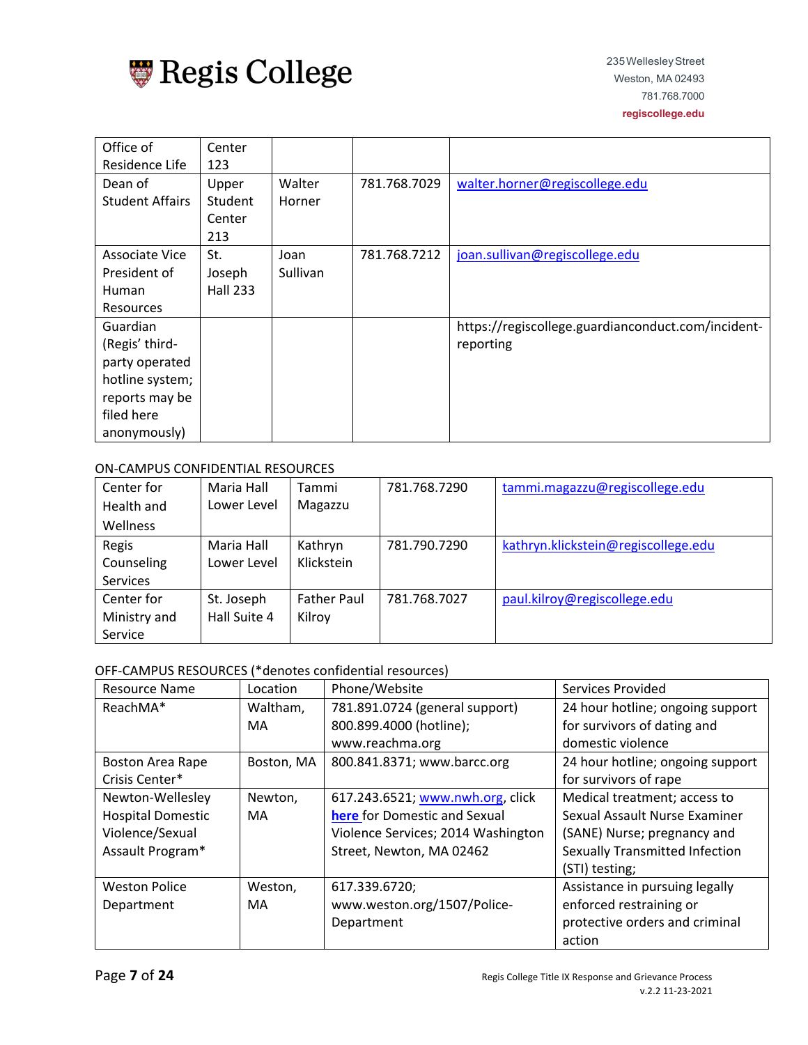| Office of Residence Life | Center 123 | | | |
| --- | --- | --- | --- | --- |
| Dean of Student Affairs | Upper Student Center 213 | Walter Horner | 781.768.7029 | walter.horner@regiscollege.edu |
| Associate Vice President of Human Resources | St. Joseph Hall 233 | Joan Sullivan | 781.768.7212 | joan.sullivan@regiscollege.edu |
| Guardian (Regis' third-party operated hotline system; reports may be filed here anonymously) | | | | https://regiscollege.guardianconduct.com/incident-reporting |

ON-CAMPUS CONFIDENTIAL RESOURCES

| Center for Health and Wellness | Maria Hall Lower Level | Tammi Magazzu | 781.768.7290 | tammi.magazzu@regiscollege.edu |
| --- | --- | --- | --- | --- |
| Regis Counseling Services | Maria Hall Lower Level | Kathryn Klickstein | 781.790.7290 | kathryn.klickstein@regiscollege.edu |
| Center for Ministry and Service | St. Joseph Hall Suite 4 | Father Paul Kilroy | 781.768.7027 | paul.kilroy@regiscollege.edu |

OFF-CAMPUS RESOURCES (*denotes confidential resources)

| Resource Name | Location | Phone/Website | Services Provided |
| --- | --- | --- | --- |
| ReachMA* | Waltham, MA | 781.891.0724 (general support) 800.899.4000 (hotline); www.reachma.org | 24 hour hotline; ongoing support for survivors of dating and domestic violence |
| Boston Area Rape Crisis Center* | Boston, MA | 800.841.8371; www.barcc.org | 24 hour hotline; ongoing support for survivors of rape |
| Newton-Wellesley Hospital Domestic Violence/Sexual Assault Program* | Newton, MA | 617.243.6521; www.nwh.org, click **here** for Domestic and Sexual Violence Services; 2014 Washington Street, Newton, MA 02462 | Medical treatment; access to Sexual Assault Nurse Examiner (SANE) Nurse; pregnancy and Sexually Transmitted Infection (STI) testing; |
| Weston Police Department | Weston, MA | 617.339.6720; www.weston.org/1507/Police-Department | Assistance in pursuing legally enforced restraining or protective orders and criminal action |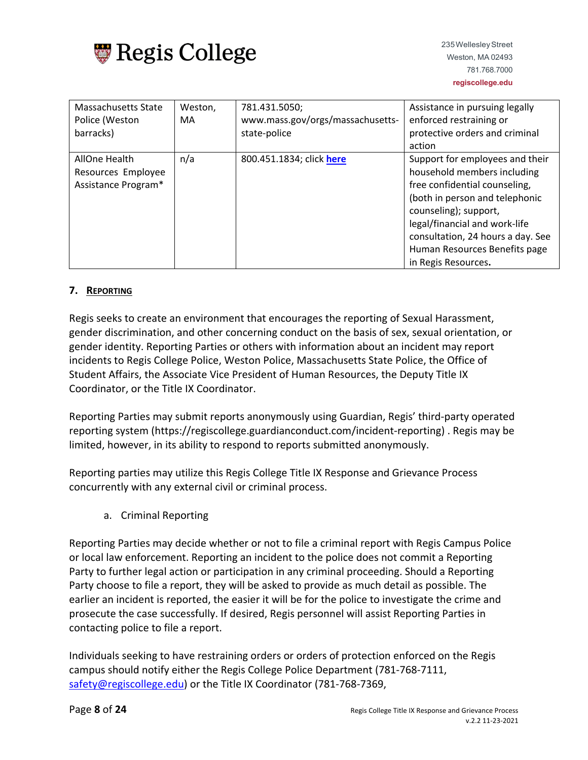| Massachusetts State Police (Weston barracks) | Weston, MA | 781.431.5050; www.mass.gov/orgs/massachusetts-state-police | Assistance in pursuing legally enforced restraining or protective orders and criminal action |
|---|---|---|---|
| AllOne Health Resources Employee Assistance Program* | n/a | 800.451.1834; click **here** | Support for employees and their household members including free confidential counseling, (both in person and telephonic counseling); support, legal/financial and work-life consultation, 24 hours a day. See Human Resources Benefits page in Regis Resources**.** |

### 7. Reporting

Regis seeks to create an environment that encourages the reporting of Sexual Harassment, gender discrimination, and other concerning conduct on the basis of sex, sexual orientation, or gender identity. Reporting Parties or others with information about an incident may report incidents to Regis College Police, Weston Police, Massachusetts State Police, the Office of Student Affairs, the Associate Vice President of Human Resources, the Deputy Title IX Coordinator, or the Title IX Coordinator.

Reporting Parties may submit reports anonymously using Guardian, Regis' third-party operated reporting system (https://regiscollege.guardianconduct.com/incident-reporting) . Regis may be limited, however, in its ability to respond to reports submitted anonymously.

Reporting parties may utilize this Regis College Title IX Response and Grievance Process concurrently with any external civil or criminal process.

a. Criminal Reporting

Reporting Parties may decide whether or not to file a criminal report with Regis Campus Police or local law enforcement. Reporting an incident to the police does not commit a Reporting Party to further legal action or participation in any criminal proceeding. Should a Reporting Party choose to file a report, they will be asked to provide as much detail as possible. The earlier an incident is reported, the easier it will be for the police to investigate the crime and prosecute the case successfully. If desired, Regis personnel will assist Reporting Parties in contacting police to file a report.

Individuals seeking to have restraining orders or orders of protection enforced on the Regis campus should notify either the Regis College Police Department (781-768-7111, safety@regiscollege.edu) or the Title IX Coordinator (781-768-7369,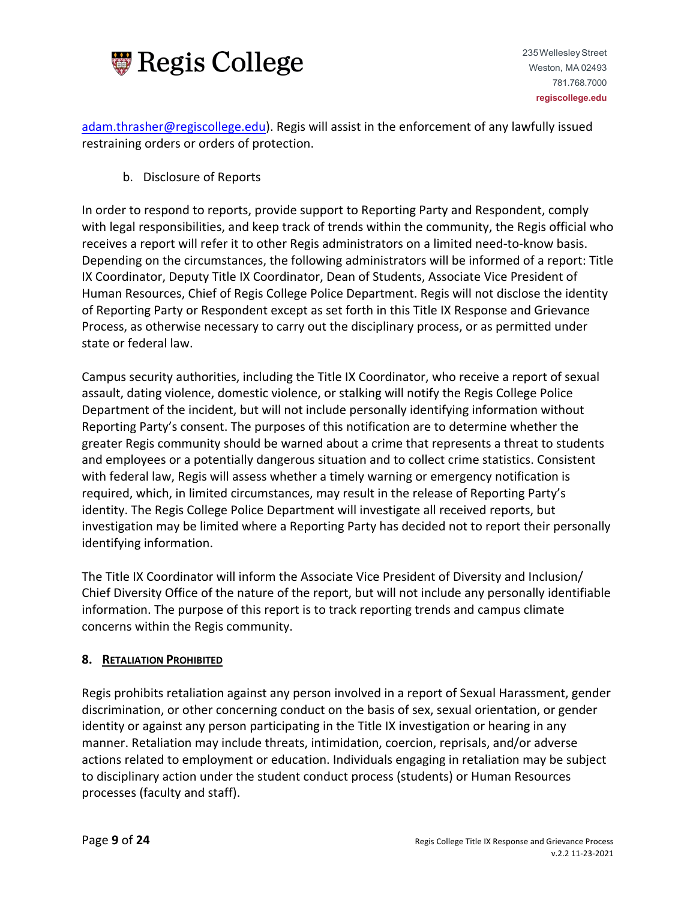adam.thrasher@regiscollege.edu). Regis will assist in the enforcement of any lawfully issued restraining orders or orders of protection.

b. Disclosure of Reports

In order to respond to reports, provide support to Reporting Party and Respondent, comply with legal responsibilities, and keep track of trends within the community, the Regis official who receives a report will refer it to other Regis administrators on a limited need-to-know basis. Depending on the circumstances, the following administrators will be informed of a report: Title IX Coordinator, Deputy Title IX Coordinator, Dean of Students, Associate Vice President of Human Resources, Chief of Regis College Police Department. Regis will not disclose the identity of Reporting Party or Respondent except as set forth in this Title IX Response and Grievance Process, as otherwise necessary to carry out the disciplinary process, or as permitted under state or federal law.

Campus security authorities, including the Title IX Coordinator, who receive a report of sexual assault, dating violence, domestic violence, or stalking will notify the Regis College Police Department of the incident, but will not include personally identifying information without Reporting Party's consent. The purposes of this notification are to determine whether the greater Regis community should be warned about a crime that represents a threat to students and employees or a potentially dangerous situation and to collect crime statistics. Consistent with federal law, Regis will assess whether a timely warning or emergency notification is required, which, in limited circumstances, may result in the release of Reporting Party's identity. The Regis College Police Department will investigate all received reports, but investigation may be limited where a Reporting Party has decided not to report their personally identifying information.

The Title IX Coordinator will inform the Associate Vice President of Diversity and Inclusion/ Chief Diversity Office of the nature of the report, but will not include any personally identifiable information. The purpose of this report is to track reporting trends and campus climate concerns within the Regis community.

## 8. Retaliation Prohibited

Regis prohibits retaliation against any person involved in a report of Sexual Harassment, gender discrimination, or other concerning conduct on the basis of sex, sexual orientation, or gender identity or against any person participating in the Title IX investigation or hearing in any manner. Retaliation may include threats, intimidation, coercion, reprisals, and/or adverse actions related to employment or education. Individuals engaging in retaliation may be subject to disciplinary action under the student conduct process (students) or Human Resources processes (faculty and staff).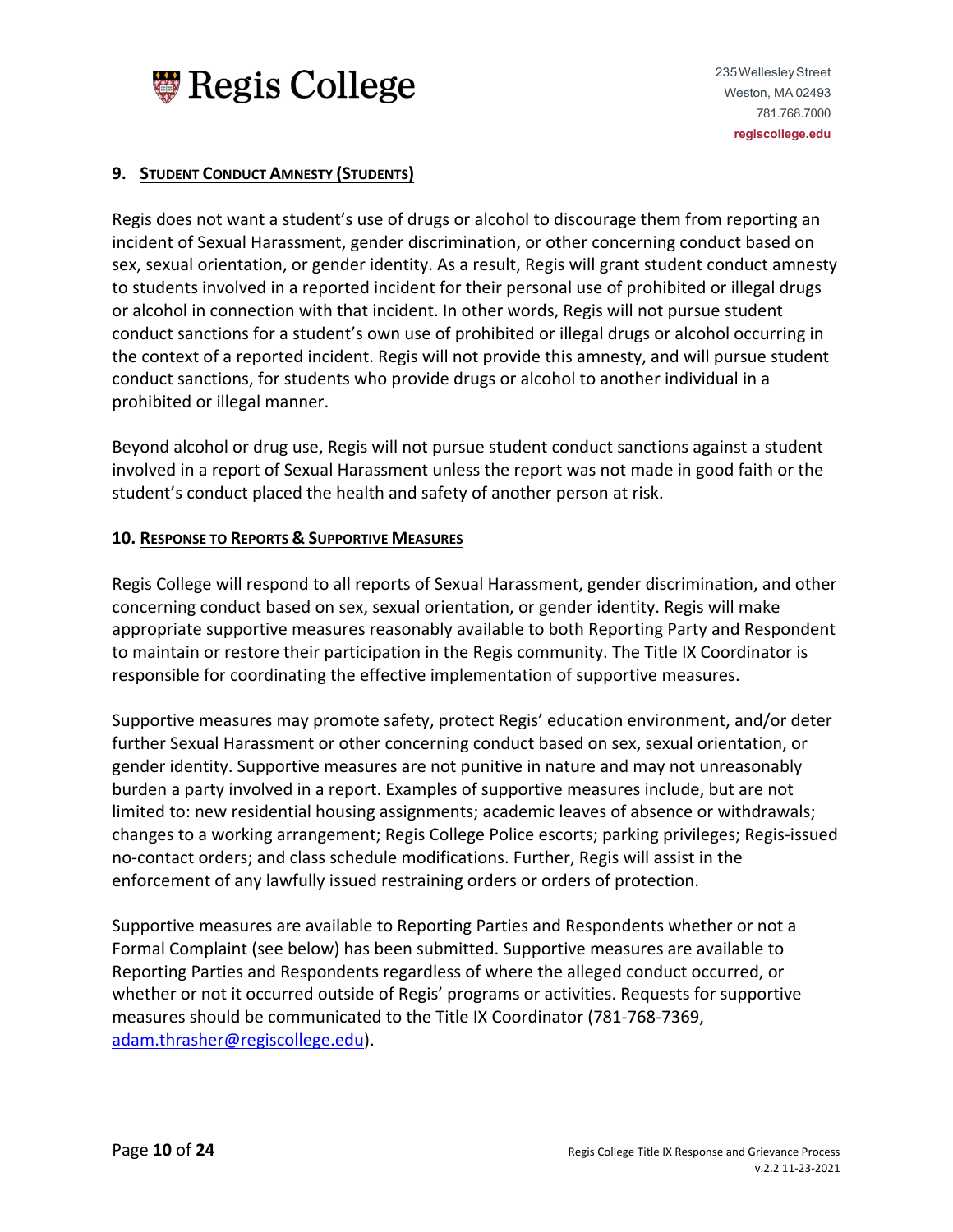## 9. STUDENT CONDUCT AMNESTY (STUDENTS)

Regis does not want a student's use of drugs or alcohol to discourage them from reporting an incident of Sexual Harassment, gender discrimination, or other concerning conduct based on sex, sexual orientation, or gender identity. As a result, Regis will grant student conduct amnesty to students involved in a reported incident for their personal use of prohibited or illegal drugs or alcohol in connection with that incident. In other words, Regis will not pursue student conduct sanctions for a student's own use of prohibited or illegal drugs or alcohol occurring in the context of a reported incident. Regis will not provide this amnesty, and will pursue student conduct sanctions, for students who provide drugs or alcohol to another individual in a prohibited or illegal manner.

Beyond alcohol or drug use, Regis will not pursue student conduct sanctions against a student involved in a report of Sexual Harassment unless the report was not made in good faith or the student's conduct placed the health and safety of another person at risk.

## 10. RESPONSE TO REPORTS & SUPPORTIVE MEASURES

Regis College will respond to all reports of Sexual Harassment, gender discrimination, and other concerning conduct based on sex, sexual orientation, or gender identity. Regis will make appropriate supportive measures reasonably available to both Reporting Party and Respondent to maintain or restore their participation in the Regis community. The Title IX Coordinator is responsible for coordinating the effective implementation of supportive measures.

Supportive measures may promote safety, protect Regis' education environment, and/or deter further Sexual Harassment or other concerning conduct based on sex, sexual orientation, or gender identity. Supportive measures are not punitive in nature and may not unreasonably burden a party involved in a report. Examples of supportive measures include, but are not limited to: new residential housing assignments; academic leaves of absence or withdrawals; changes to a working arrangement; Regis College Police escorts; parking privileges; Regis-issued no-contact orders; and class schedule modifications. Further, Regis will assist in the enforcement of any lawfully issued restraining orders or orders of protection.

Supportive measures are available to Reporting Parties and Respondents whether or not a Formal Complaint (see below) has been submitted. Supportive measures are available to Reporting Parties and Respondents regardless of where the alleged conduct occurred, or whether or not it occurred outside of Regis' programs or activities. Requests for supportive measures should be communicated to the Title IX Coordinator (781-768-7369, adam.thrasher@regiscollege.edu).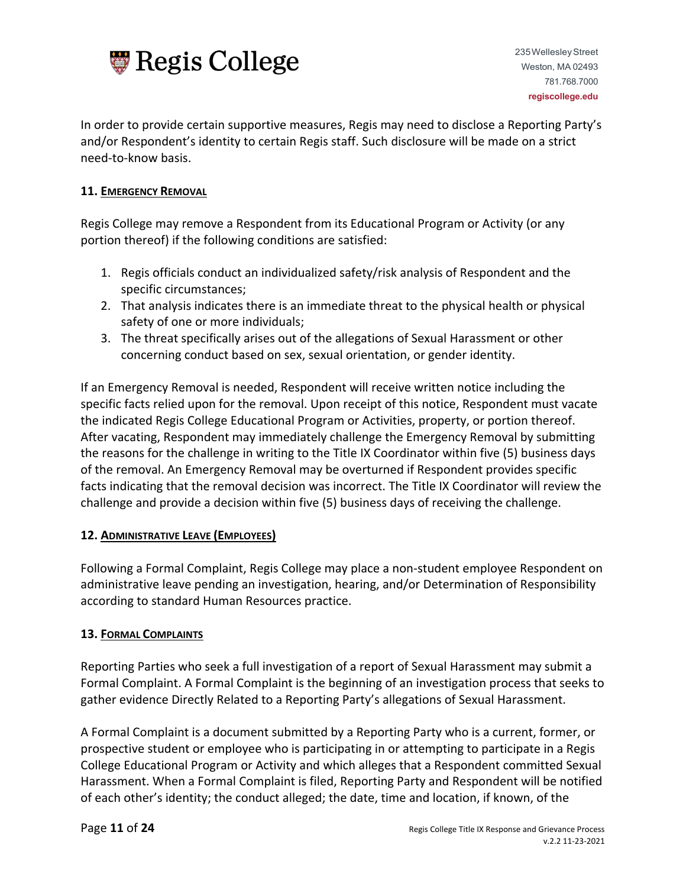In order to provide certain supportive measures, Regis may need to disclose a Reporting Party's and/or Respondent's identity to certain Regis staff. Such disclosure will be made on a strict need-to-know basis.

### 11. Emergency Removal

Regis College may remove a Respondent from its Educational Program or Activity (or any portion thereof) if the following conditions are satisfied:

1. Regis officials conduct an individualized safety/risk analysis of Respondent and the specific circumstances;
2. That analysis indicates there is an immediate threat to the physical health or physical safety of one or more individuals;
3. The threat specifically arises out of the allegations of Sexual Harassment or other concerning conduct based on sex, sexual orientation, or gender identity.

If an Emergency Removal is needed, Respondent will receive written notice including the specific facts relied upon for the removal. Upon receipt of this notice, Respondent must vacate the indicated Regis College Educational Program or Activities, property, or portion thereof. After vacating, Respondent may immediately challenge the Emergency Removal by submitting the reasons for the challenge in writing to the Title IX Coordinator within five (5) business days of the removal. An Emergency Removal may be overturned if Respondent provides specific facts indicating that the removal decision was incorrect. The Title IX Coordinator will review the challenge and provide a decision within five (5) business days of receiving the challenge.

### 12. Administrative Leave (Employees)

Following a Formal Complaint, Regis College may place a non-student employee Respondent on administrative leave pending an investigation, hearing, and/or Determination of Responsibility according to standard Human Resources practice.

### 13. Formal Complaints

Reporting Parties who seek a full investigation of a report of Sexual Harassment may submit a Formal Complaint. A Formal Complaint is the beginning of an investigation process that seeks to gather evidence Directly Related to a Reporting Party's allegations of Sexual Harassment.

A Formal Complaint is a document submitted by a Reporting Party who is a current, former, or prospective student or employee who is participating in or attempting to participate in a Regis College Educational Program or Activity and which alleges that a Respondent committed Sexual Harassment. When a Formal Complaint is filed, Reporting Party and Respondent will be notified of each other's identity; the conduct alleged; the date, time and location, if known, of the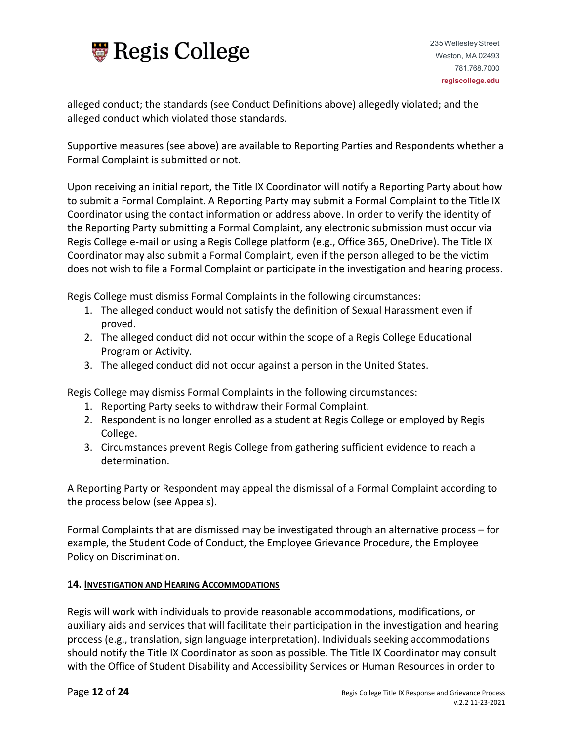alleged conduct; the standards (see Conduct Definitions above) allegedly violated; and the alleged conduct which violated those standards.

Supportive measures (see above) are available to Reporting Parties and Respondents whether a Formal Complaint is submitted or not.

Upon receiving an initial report, the Title IX Coordinator will notify a Reporting Party about how to submit a Formal Complaint. A Reporting Party may submit a Formal Complaint to the Title IX Coordinator using the contact information or address above. In order to verify the identity of the Reporting Party submitting a Formal Complaint, any electronic submission must occur via Regis College e-mail or using a Regis College platform (e.g., Office 365, OneDrive). The Title IX Coordinator may also submit a Formal Complaint, even if the person alleged to be the victim does not wish to file a Formal Complaint or participate in the investigation and hearing process.

Regis College must dismiss Formal Complaints in the following circumstances:

1. The alleged conduct would not satisfy the definition of Sexual Harassment even if proved.
2. The alleged conduct did not occur within the scope of a Regis College Educational Program or Activity.
3. The alleged conduct did not occur against a person in the United States.

Regis College may dismiss Formal Complaints in the following circumstances:

1. Reporting Party seeks to withdraw their Formal Complaint.
2. Respondent is no longer enrolled as a student at Regis College or employed by Regis College.
3. Circumstances prevent Regis College from gathering sufficient evidence to reach a determination.

A Reporting Party or Respondent may appeal the dismissal of a Formal Complaint according to the process below (see Appeals).

Formal Complaints that are dismissed may be investigated through an alternative process – for example, the Student Code of Conduct, the Employee Grievance Procedure, the Employee Policy on Discrimination.

## 14. Investigation and Hearing Accommodations

Regis will work with individuals to provide reasonable accommodations, modifications, or auxiliary aids and services that will facilitate their participation in the investigation and hearing process (e.g., translation, sign language interpretation). Individuals seeking accommodations should notify the Title IX Coordinator as soon as possible. The Title IX Coordinator may consult with the Office of Student Disability and Accessibility Services or Human Resources in order to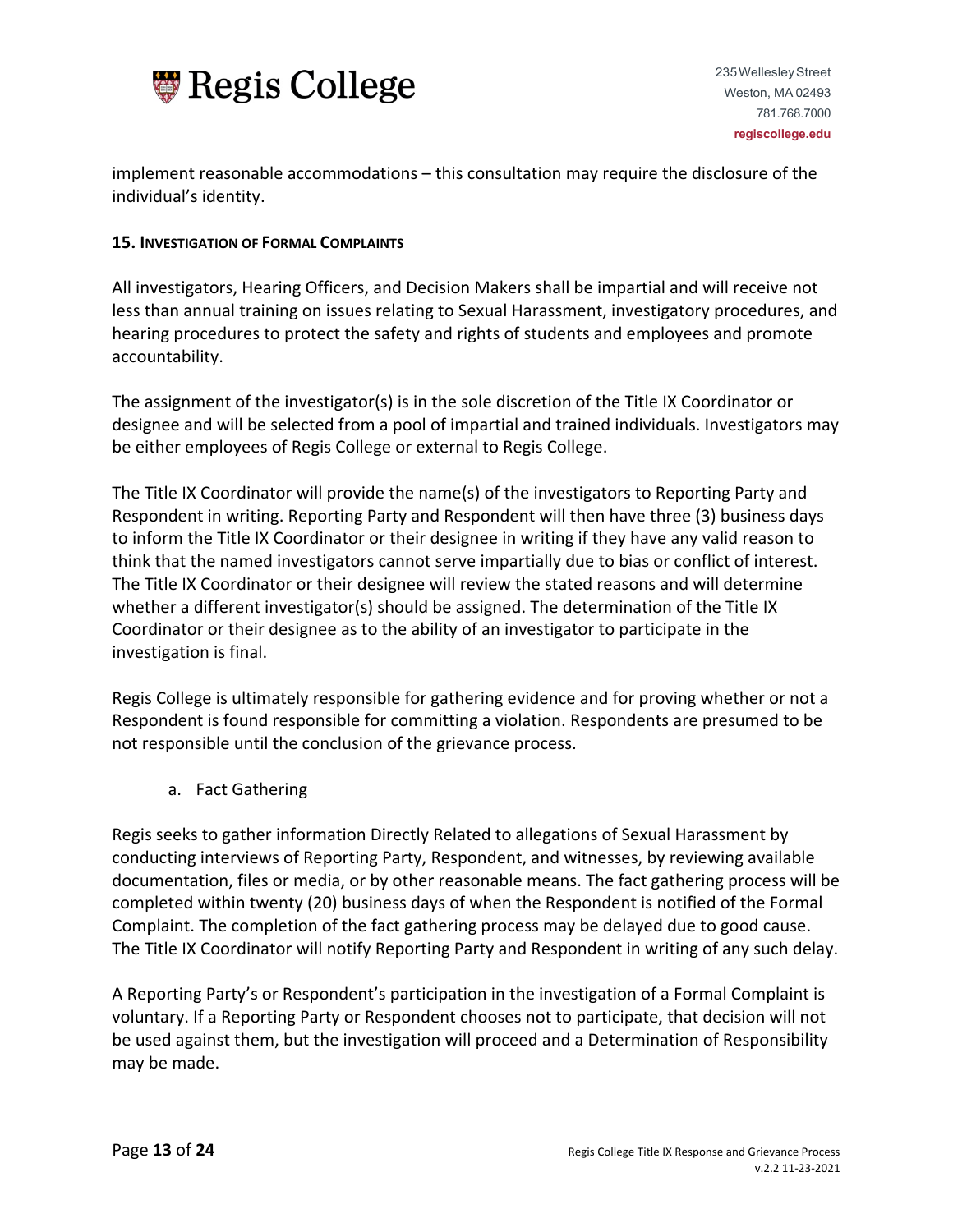implement reasonable accommodations – this consultation may require the disclosure of the individual's identity.

### 15. Investigation of Formal Complaints

All investigators, Hearing Officers, and Decision Makers shall be impartial and will receive not less than annual training on issues relating to Sexual Harassment, investigatory procedures, and hearing procedures to protect the safety and rights of students and employees and promote accountability.

The assignment of the investigator(s) is in the sole discretion of the Title IX Coordinator or designee and will be selected from a pool of impartial and trained individuals. Investigators may be either employees of Regis College or external to Regis College.

The Title IX Coordinator will provide the name(s) of the investigators to Reporting Party and Respondent in writing. Reporting Party and Respondent will then have three (3) business days to inform the Title IX Coordinator or their designee in writing if they have any valid reason to think that the named investigators cannot serve impartially due to bias or conflict of interest. The Title IX Coordinator or their designee will review the stated reasons and will determine whether a different investigator(s) should be assigned. The determination of the Title IX Coordinator or their designee as to the ability of an investigator to participate in the investigation is final.

Regis College is ultimately responsible for gathering evidence and for proving whether or not a Respondent is found responsible for committing a violation. Respondents are presumed to be not responsible until the conclusion of the grievance process.

a. Fact Gathering

Regis seeks to gather information Directly Related to allegations of Sexual Harassment by conducting interviews of Reporting Party, Respondent, and witnesses, by reviewing available documentation, files or media, or by other reasonable means. The fact gathering process will be completed within twenty (20) business days of when the Respondent is notified of the Formal Complaint. The completion of the fact gathering process may be delayed due to good cause. The Title IX Coordinator will notify Reporting Party and Respondent in writing of any such delay.

A Reporting Party's or Respondent's participation in the investigation of a Formal Complaint is voluntary. If a Reporting Party or Respondent chooses not to participate, that decision will not be used against them, but the investigation will proceed and a Determination of Responsibility may be made.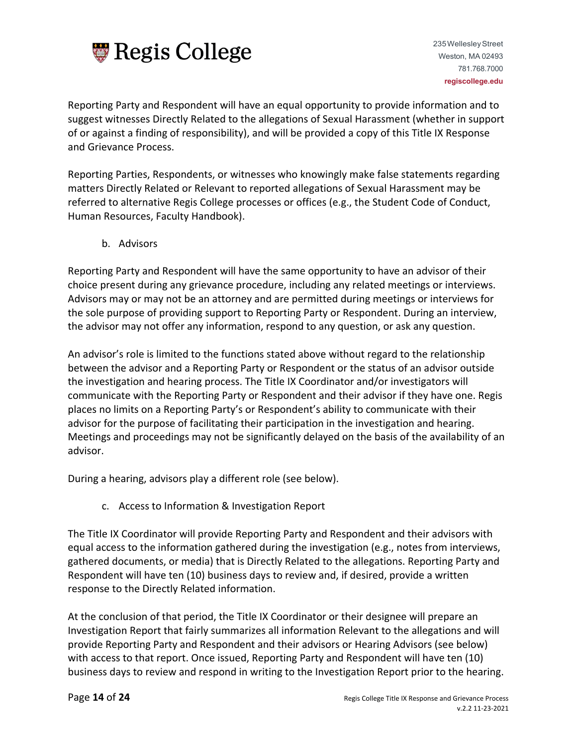Reporting Party and Respondent will have an equal opportunity to provide information and to suggest witnesses Directly Related to the allegations of Sexual Harassment (whether in support of or against a finding of responsibility), and will be provided a copy of this Title IX Response and Grievance Process.

Reporting Parties, Respondents, or witnesses who knowingly make false statements regarding matters Directly Related or Relevant to reported allegations of Sexual Harassment may be referred to alternative Regis College processes or offices (e.g., the Student Code of Conduct, Human Resources, Faculty Handbook).

b. Advisors

Reporting Party and Respondent will have the same opportunity to have an advisor of their choice present during any grievance procedure, including any related meetings or interviews. Advisors may or may not be an attorney and are permitted during meetings or interviews for the sole purpose of providing support to Reporting Party or Respondent. During an interview, the advisor may not offer any information, respond to any question, or ask any question.

An advisor's role is limited to the functions stated above without regard to the relationship between the advisor and a Reporting Party or Respondent or the status of an advisor outside the investigation and hearing process. The Title IX Coordinator and/or investigators will communicate with the Reporting Party or Respondent and their advisor if they have one. Regis places no limits on a Reporting Party's or Respondent's ability to communicate with their advisor for the purpose of facilitating their participation in the investigation and hearing. Meetings and proceedings may not be significantly delayed on the basis of the availability of an advisor.

During a hearing, advisors play a different role (see below).

c. Access to Information & Investigation Report

The Title IX Coordinator will provide Reporting Party and Respondent and their advisors with equal access to the information gathered during the investigation (e.g., notes from interviews, gathered documents, or media) that is Directly Related to the allegations. Reporting Party and Respondent will have ten (10) business days to review and, if desired, provide a written response to the Directly Related information.

At the conclusion of that period, the Title IX Coordinator or their designee will prepare an Investigation Report that fairly summarizes all information Relevant to the allegations and will provide Reporting Party and Respondent and their advisors or Hearing Advisors (see below) with access to that report. Once issued, Reporting Party and Respondent will have ten (10) business days to review and respond in writing to the Investigation Report prior to the hearing.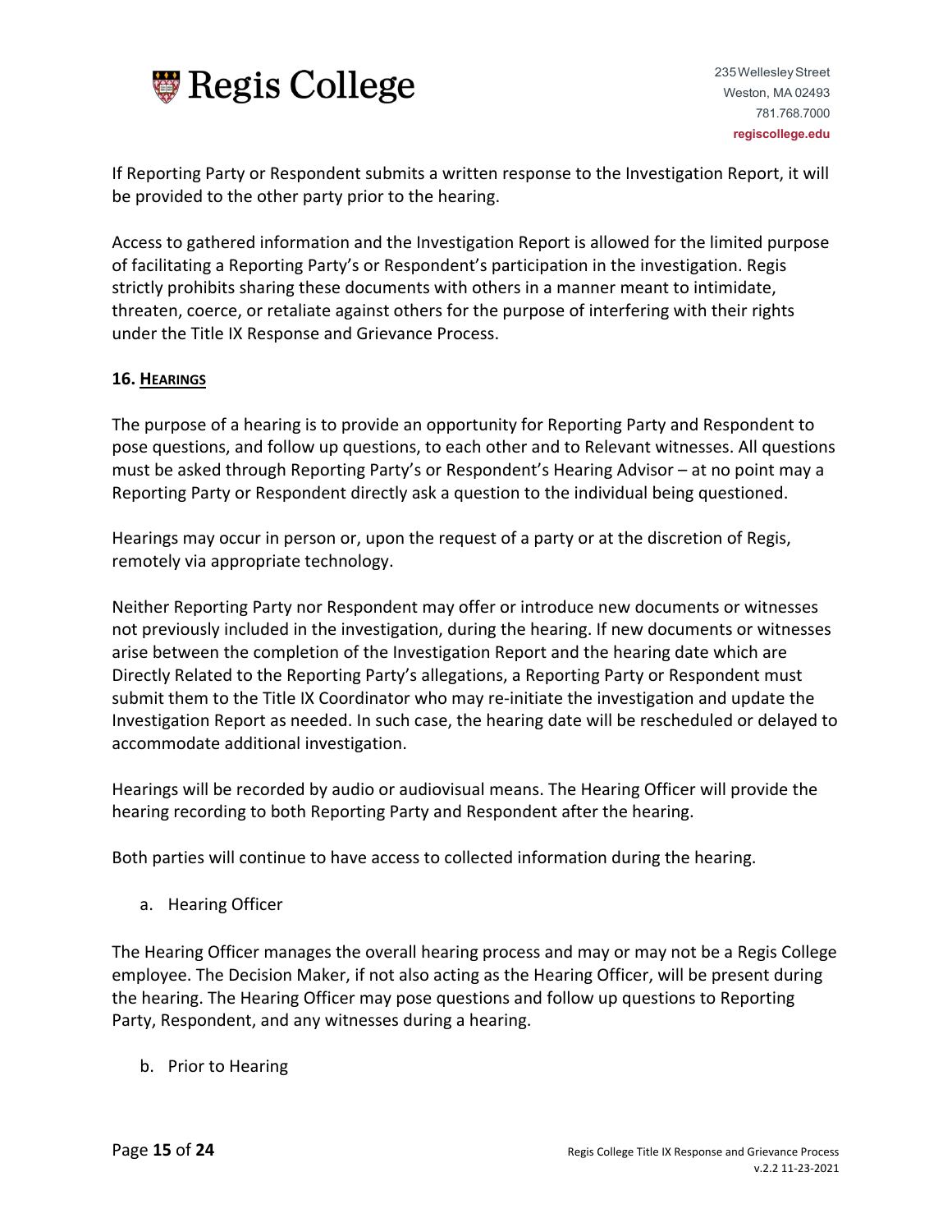If Reporting Party or Respondent submits a written response to the Investigation Report, it will be provided to the other party prior to the hearing.

Access to gathered information and the Investigation Report is allowed for the limited purpose of facilitating a Reporting Party's or Respondent's participation in the investigation. Regis strictly prohibits sharing these documents with others in a manner meant to intimidate, threaten, coerce, or retaliate against others for the purpose of interfering with their rights under the Title IX Response and Grievance Process.

## 16. HEARINGS

The purpose of a hearing is to provide an opportunity for Reporting Party and Respondent to pose questions, and follow up questions, to each other and to Relevant witnesses. All questions must be asked through Reporting Party's or Respondent's Hearing Advisor – at no point may a Reporting Party or Respondent directly ask a question to the individual being questioned.

Hearings may occur in person or, upon the request of a party or at the discretion of Regis, remotely via appropriate technology.

Neither Reporting Party nor Respondent may offer or introduce new documents or witnesses not previously included in the investigation, during the hearing. If new documents or witnesses arise between the completion of the Investigation Report and the hearing date which are Directly Related to the Reporting Party's allegations, a Reporting Party or Respondent must submit them to the Title IX Coordinator who may re-initiate the investigation and update the Investigation Report as needed. In such case, the hearing date will be rescheduled or delayed to accommodate additional investigation.

Hearings will be recorded by audio or audiovisual means. The Hearing Officer will provide the hearing recording to both Reporting Party and Respondent after the hearing.

Both parties will continue to have access to collected information during the hearing.

a. Hearing Officer

The Hearing Officer manages the overall hearing process and may or may not be a Regis College employee. The Decision Maker, if not also acting as the Hearing Officer, will be present during the hearing. The Hearing Officer may pose questions and follow up questions to Reporting Party, Respondent, and any witnesses during a hearing.

b. Prior to Hearing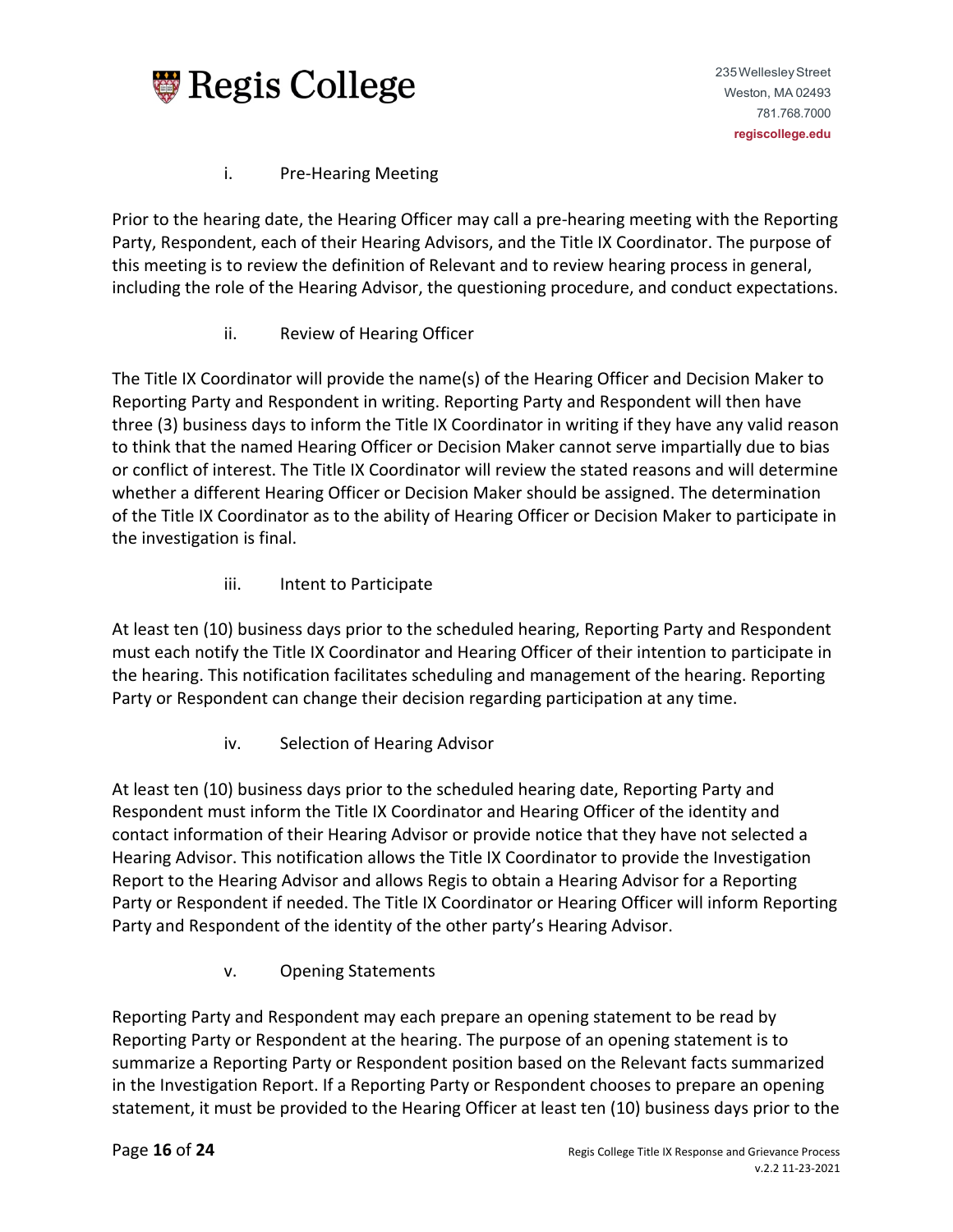i. Pre-Hearing Meeting

Prior to the hearing date, the Hearing Officer may call a pre-hearing meeting with the Reporting Party, Respondent, each of their Hearing Advisors, and the Title IX Coordinator. The purpose of this meeting is to review the definition of Relevant and to review hearing process in general, including the role of the Hearing Advisor, the questioning procedure, and conduct expectations.

ii. Review of Hearing Officer

The Title IX Coordinator will provide the name(s) of the Hearing Officer and Decision Maker to Reporting Party and Respondent in writing. Reporting Party and Respondent will then have three (3) business days to inform the Title IX Coordinator in writing if they have any valid reason to think that the named Hearing Officer or Decision Maker cannot serve impartially due to bias or conflict of interest. The Title IX Coordinator will review the stated reasons and will determine whether a different Hearing Officer or Decision Maker should be assigned. The determination of the Title IX Coordinator as to the ability of Hearing Officer or Decision Maker to participate in the investigation is final.

iii. Intent to Participate

At least ten (10) business days prior to the scheduled hearing, Reporting Party and Respondent must each notify the Title IX Coordinator and Hearing Officer of their intention to participate in the hearing. This notification facilitates scheduling and management of the hearing. Reporting Party or Respondent can change their decision regarding participation at any time.

iv. Selection of Hearing Advisor

At least ten (10) business days prior to the scheduled hearing date, Reporting Party and Respondent must inform the Title IX Coordinator and Hearing Officer of the identity and contact information of their Hearing Advisor or provide notice that they have not selected a Hearing Advisor. This notification allows the Title IX Coordinator to provide the Investigation Report to the Hearing Advisor and allows Regis to obtain a Hearing Advisor for a Reporting Party or Respondent if needed. The Title IX Coordinator or Hearing Officer will inform Reporting Party and Respondent of the identity of the other party's Hearing Advisor.

v. Opening Statements

Reporting Party and Respondent may each prepare an opening statement to be read by Reporting Party or Respondent at the hearing. The purpose of an opening statement is to summarize a Reporting Party or Respondent position based on the Relevant facts summarized in the Investigation Report. If a Reporting Party or Respondent chooses to prepare an opening statement, it must be provided to the Hearing Officer at least ten (10) business days prior to the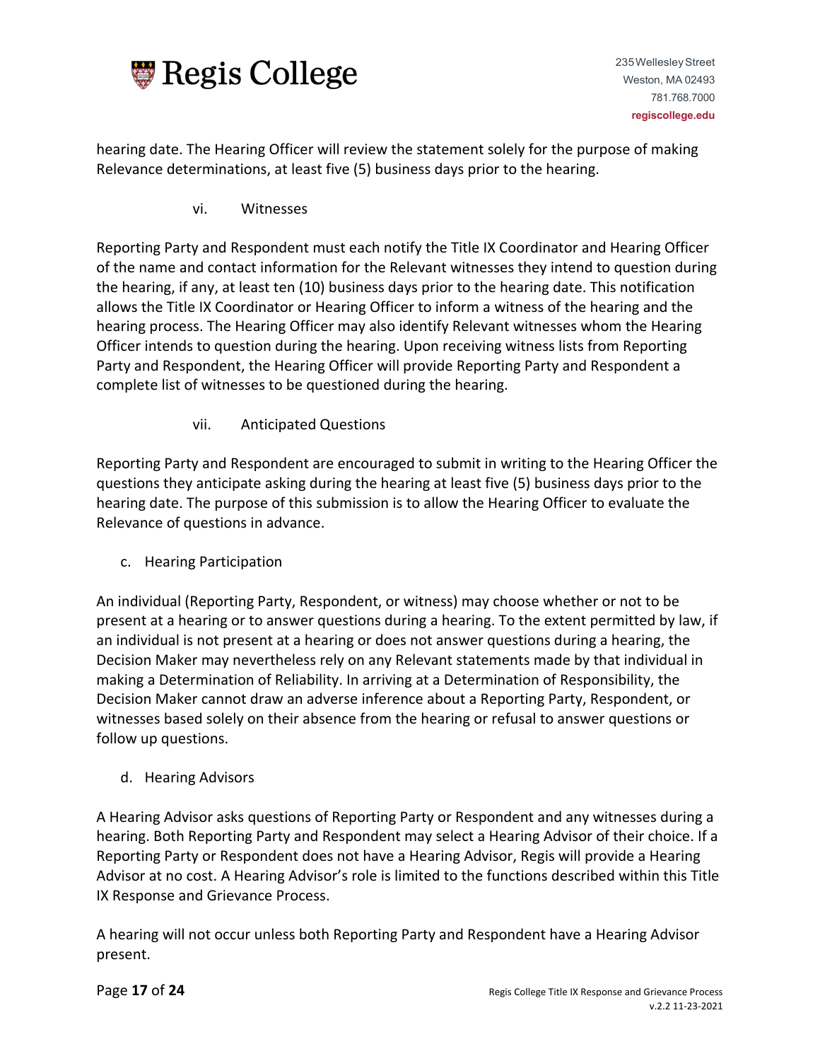hearing date. The Hearing Officer will review the statement solely for the purpose of making Relevance determinations, at least five (5) business days prior to the hearing.

vi. Witnesses

Reporting Party and Respondent must each notify the Title IX Coordinator and Hearing Officer of the name and contact information for the Relevant witnesses they intend to question during the hearing, if any, at least ten (10) business days prior to the hearing date. This notification allows the Title IX Coordinator or Hearing Officer to inform a witness of the hearing and the hearing process. The Hearing Officer may also identify Relevant witnesses whom the Hearing Officer intends to question during the hearing. Upon receiving witness lists from Reporting Party and Respondent, the Hearing Officer will provide Reporting Party and Respondent a complete list of witnesses to be questioned during the hearing.

vii. Anticipated Questions

Reporting Party and Respondent are encouraged to submit in writing to the Hearing Officer the questions they anticipate asking during the hearing at least five (5) business days prior to the hearing date. The purpose of this submission is to allow the Hearing Officer to evaluate the Relevance of questions in advance.

c. Hearing Participation

An individual (Reporting Party, Respondent, or witness) may choose whether or not to be present at a hearing or to answer questions during a hearing. To the extent permitted by law, if an individual is not present at a hearing or does not answer questions during a hearing, the Decision Maker may nevertheless rely on any Relevant statements made by that individual in making a Determination of Reliability. In arriving at a Determination of Responsibility, the Decision Maker cannot draw an adverse inference about a Reporting Party, Respondent, or witnesses based solely on their absence from the hearing or refusal to answer questions or follow up questions.

d. Hearing Advisors

A Hearing Advisor asks questions of Reporting Party or Respondent and any witnesses during a hearing. Both Reporting Party and Respondent may select a Hearing Advisor of their choice. If a Reporting Party or Respondent does not have a Hearing Advisor, Regis will provide a Hearing Advisor at no cost. A Hearing Advisor's role is limited to the functions described within this Title IX Response and Grievance Process.

A hearing will not occur unless both Reporting Party and Respondent have a Hearing Advisor present.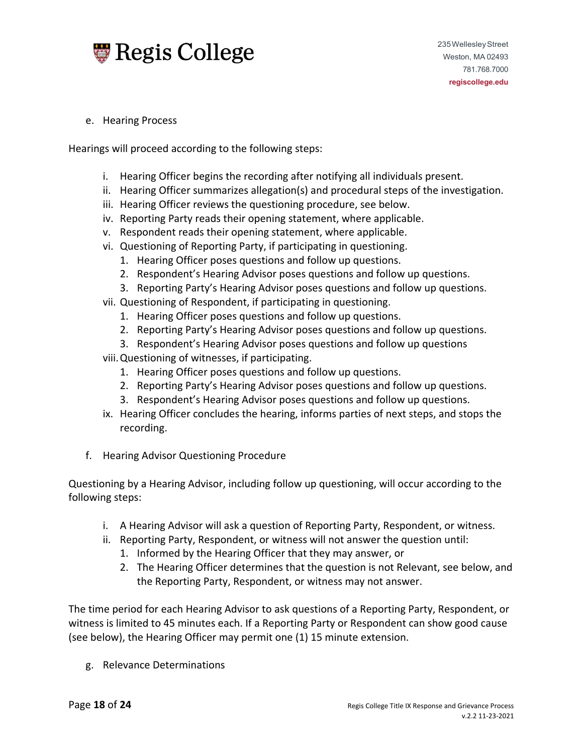e. Hearing Process

Hearings will proceed according to the following steps:

i. Hearing Officer begins the recording after notifying all individuals present.
ii. Hearing Officer summarizes allegation(s) and procedural steps of the investigation.
iii. Hearing Officer reviews the questioning procedure, see below.
iv. Reporting Party reads their opening statement, where applicable.
v. Respondent reads their opening statement, where applicable.
vi. Questioning of Reporting Party, if participating in questioning.
   1. Hearing Officer poses questions and follow up questions.
   2. Respondent's Hearing Advisor poses questions and follow up questions.
   3. Reporting Party's Hearing Advisor poses questions and follow up questions.
vii. Questioning of Respondent, if participating in questioning.
   1. Hearing Officer poses questions and follow up questions.
   2. Reporting Party's Hearing Advisor poses questions and follow up questions.
   3. Respondent's Hearing Advisor poses questions and follow up questions
viii. Questioning of witnesses, if participating.
   1. Hearing Officer poses questions and follow up questions.
   2. Reporting Party's Hearing Advisor poses questions and follow up questions.
   3. Respondent's Hearing Advisor poses questions and follow up questions.
ix. Hearing Officer concludes the hearing, informs parties of next steps, and stops the recording.

f. Hearing Advisor Questioning Procedure

Questioning by a Hearing Advisor, including follow up questioning, will occur according to the following steps:

i. A Hearing Advisor will ask a question of Reporting Party, Respondent, or witness.
ii. Reporting Party, Respondent, or witness will not answer the question until:
   1. Informed by the Hearing Officer that they may answer, or
   2. The Hearing Officer determines that the question is not Relevant, see below, and the Reporting Party, Respondent, or witness may not answer.

The time period for each Hearing Advisor to ask questions of a Reporting Party, Respondent, or witness is limited to 45 minutes each. If a Reporting Party or Respondent can show good cause (see below), the Hearing Officer may permit one (1) 15 minute extension.

g. Relevance Determinations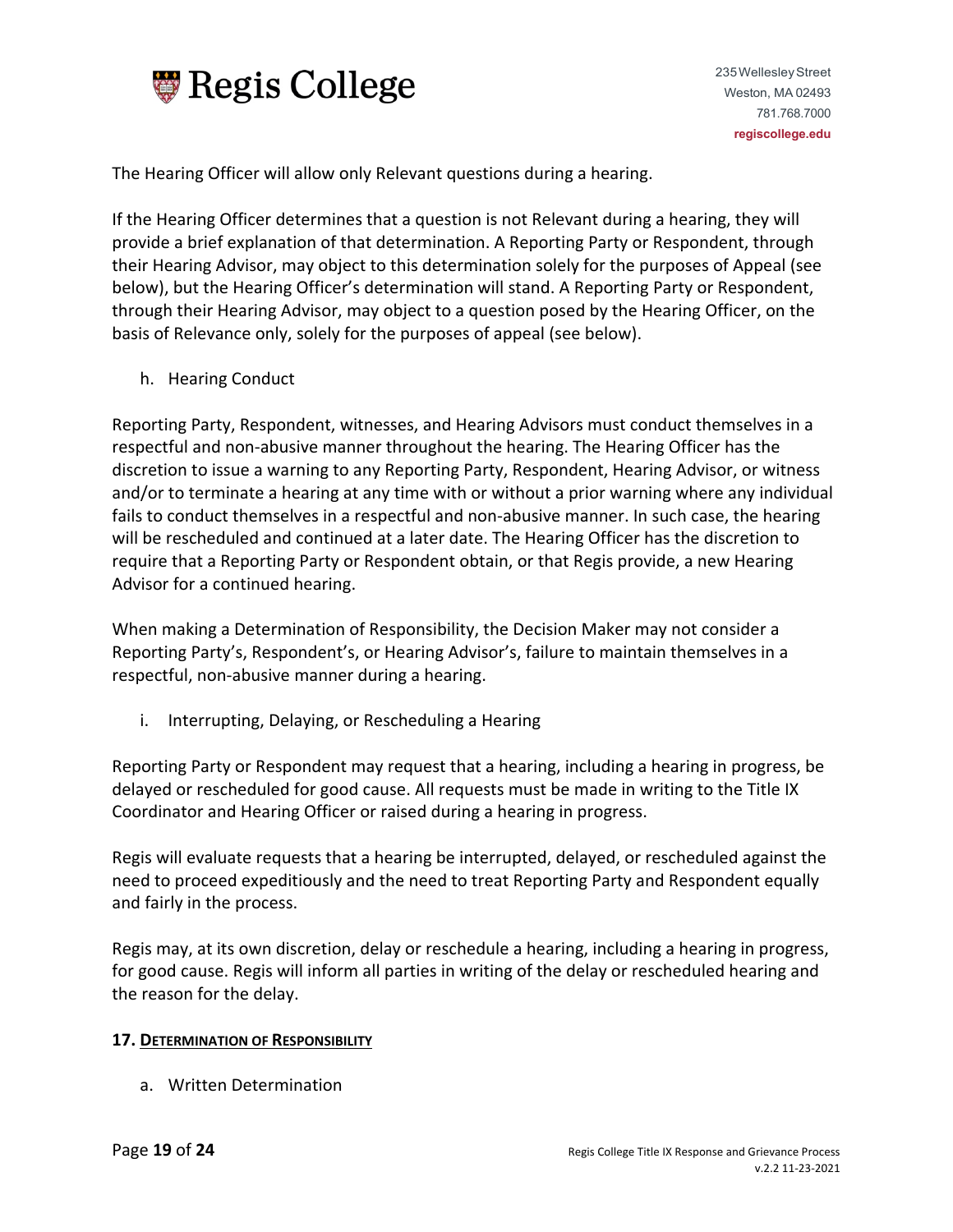The Hearing Officer will allow only Relevant questions during a hearing.

If the Hearing Officer determines that a question is not Relevant during a hearing, they will provide a brief explanation of that determination. A Reporting Party or Respondent, through their Hearing Advisor, may object to this determination solely for the purposes of Appeal (see below), but the Hearing Officer's determination will stand. A Reporting Party or Respondent, through their Hearing Advisor, may object to a question posed by the Hearing Officer, on the basis of Relevance only, solely for the purposes of appeal (see below).

h. Hearing Conduct

Reporting Party, Respondent, witnesses, and Hearing Advisors must conduct themselves in a respectful and non-abusive manner throughout the hearing. The Hearing Officer has the discretion to issue a warning to any Reporting Party, Respondent, Hearing Advisor, or witness and/or to terminate a hearing at any time with or without a prior warning where any individual fails to conduct themselves in a respectful and non-abusive manner. In such case, the hearing will be rescheduled and continued at a later date. The Hearing Officer has the discretion to require that a Reporting Party or Respondent obtain, or that Regis provide, a new Hearing Advisor for a continued hearing.

When making a Determination of Responsibility, the Decision Maker may not consider a Reporting Party's, Respondent's, or Hearing Advisor's, failure to maintain themselves in a respectful, non-abusive manner during a hearing.

i. Interrupting, Delaying, or Rescheduling a Hearing

Reporting Party or Respondent may request that a hearing, including a hearing in progress, be delayed or rescheduled for good cause. All requests must be made in writing to the Title IX Coordinator and Hearing Officer or raised during a hearing in progress.

Regis will evaluate requests that a hearing be interrupted, delayed, or rescheduled against the need to proceed expeditiously and the need to treat Reporting Party and Respondent equally and fairly in the process.

Regis may, at its own discretion, delay or reschedule a hearing, including a hearing in progress, for good cause. Regis will inform all parties in writing of the delay or rescheduled hearing and the reason for the delay.

## 17. Determination of Responsibility

a. Written Determination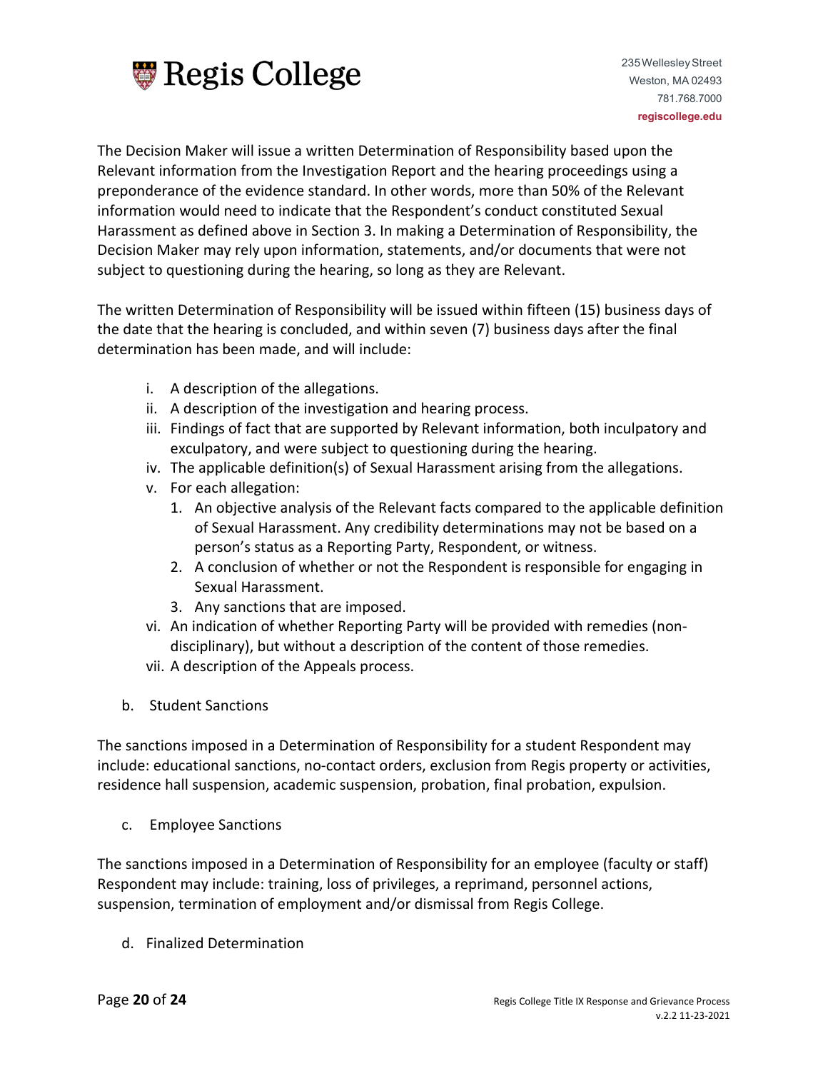The Decision Maker will issue a written Determination of Responsibility based upon the Relevant information from the Investigation Report and the hearing proceedings using a preponderance of the evidence standard. In other words, more than 50% of the Relevant information would need to indicate that the Respondent's conduct constituted Sexual Harassment as defined above in Section 3. In making a Determination of Responsibility, the Decision Maker may rely upon information, statements, and/or documents that were not subject to questioning during the hearing, so long as they are Relevant.

The written Determination of Responsibility will be issued within fifteen (15) business days of the date that the hearing is concluded, and within seven (7) business days after the final determination has been made, and will include:

i. A description of the allegations.
ii. A description of the investigation and hearing process.
iii. Findings of fact that are supported by Relevant information, both inculpatory and exculpatory, and were subject to questioning during the hearing.
iv. The applicable definition(s) of Sexual Harassment arising from the allegations.
v. For each allegation:
    1. An objective analysis of the Relevant facts compared to the applicable definition of Sexual Harassment. Any credibility determinations may not be based on a person's status as a Reporting Party, Respondent, or witness.
    2. A conclusion of whether or not the Respondent is responsible for engaging in Sexual Harassment.
    3. Any sanctions that are imposed.
vi. An indication of whether Reporting Party will be provided with remedies (non-disciplinary), but without a description of the content of those remedies.
vii. A description of the Appeals process.

b. Student Sanctions

The sanctions imposed in a Determination of Responsibility for a student Respondent may include: educational sanctions, no-contact orders, exclusion from Regis property or activities, residence hall suspension, academic suspension, probation, final probation, expulsion.

c. Employee Sanctions

The sanctions imposed in a Determination of Responsibility for an employee (faculty or staff) Respondent may include: training, loss of privileges, a reprimand, personnel actions, suspension, termination of employment and/or dismissal from Regis College.

d. Finalized Determination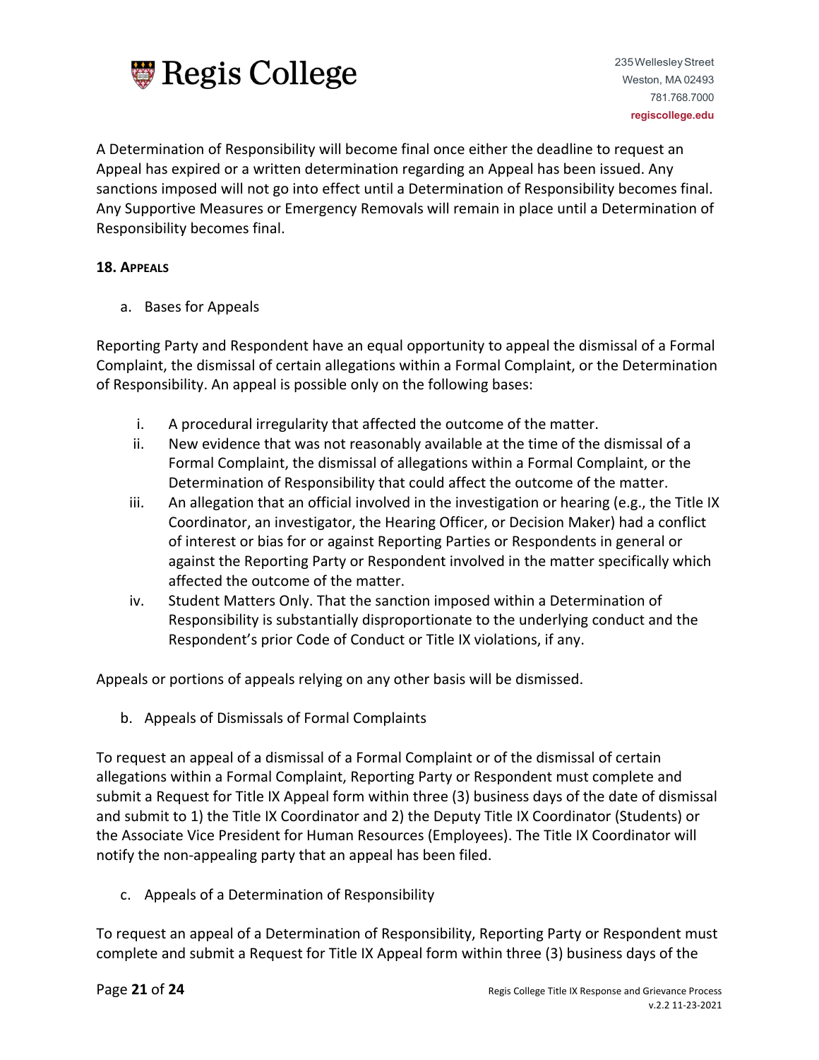A Determination of Responsibility will become final once either the deadline to request an Appeal has expired or a written determination regarding an Appeal has been issued. Any sanctions imposed will not go into effect until a Determination of Responsibility becomes final. Any Supportive Measures or Emergency Removals will remain in place until a Determination of Responsibility becomes final.

### 18. Appeals

a. Bases for Appeals

Reporting Party and Respondent have an equal opportunity to appeal the dismissal of a Formal Complaint, the dismissal of certain allegations within a Formal Complaint, or the Determination of Responsibility. An appeal is possible only on the following bases:

i. A procedural irregularity that affected the outcome of the matter.
ii. New evidence that was not reasonably available at the time of the dismissal of a Formal Complaint, the dismissal of allegations within a Formal Complaint, or the Determination of Responsibility that could affect the outcome of the matter.
iii. An allegation that an official involved in the investigation or hearing (e.g., the Title IX Coordinator, an investigator, the Hearing Officer, or Decision Maker) had a conflict of interest or bias for or against Reporting Parties or Respondents in general or against the Reporting Party or Respondent involved in the matter specifically which affected the outcome of the matter.
iv. Student Matters Only. That the sanction imposed within a Determination of Responsibility is substantially disproportionate to the underlying conduct and the Respondent's prior Code of Conduct or Title IX violations, if any.

Appeals or portions of appeals relying on any other basis will be dismissed.

b. Appeals of Dismissals of Formal Complaints

To request an appeal of a dismissal of a Formal Complaint or of the dismissal of certain allegations within a Formal Complaint, Reporting Party or Respondent must complete and submit a Request for Title IX Appeal form within three (3) business days of the date of dismissal and submit to 1) the Title IX Coordinator and 2) the Deputy Title IX Coordinator (Students) or the Associate Vice President for Human Resources (Employees). The Title IX Coordinator will notify the non-appealing party that an appeal has been filed.

c. Appeals of a Determination of Responsibility

To request an appeal of a Determination of Responsibility, Reporting Party or Respondent must complete and submit a Request for Title IX Appeal form within three (3) business days of the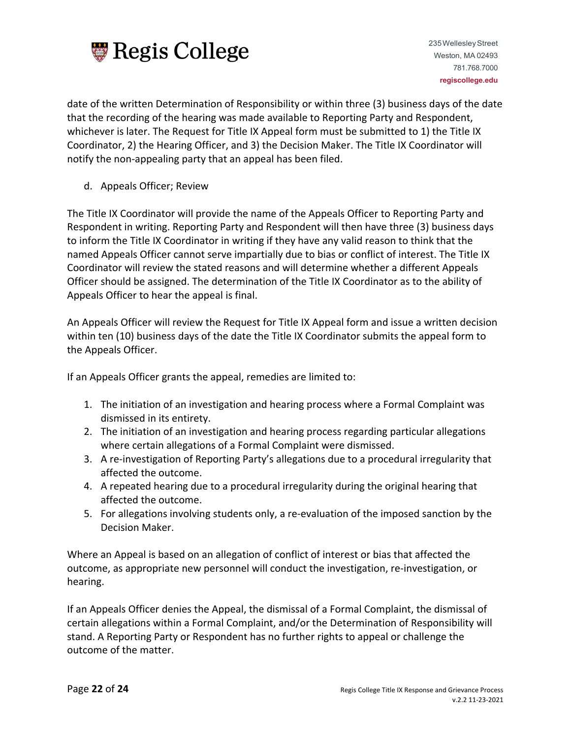date of the written Determination of Responsibility or within three (3) business days of the date that the recording of the hearing was made available to Reporting Party and Respondent, whichever is later. The Request for Title IX Appeal form must be submitted to 1) the Title IX Coordinator, 2) the Hearing Officer, and 3) the Decision Maker. The Title IX Coordinator will notify the non-appealing party that an appeal has been filed.

d. Appeals Officer; Review

The Title IX Coordinator will provide the name of the Appeals Officer to Reporting Party and Respondent in writing. Reporting Party and Respondent will then have three (3) business days to inform the Title IX Coordinator in writing if they have any valid reason to think that the named Appeals Officer cannot serve impartially due to bias or conflict of interest. The Title IX Coordinator will review the stated reasons and will determine whether a different Appeals Officer should be assigned. The determination of the Title IX Coordinator as to the ability of Appeals Officer to hear the appeal is final.

An Appeals Officer will review the Request for Title IX Appeal form and issue a written decision within ten (10) business days of the date the Title IX Coordinator submits the appeal form to the Appeals Officer.

If an Appeals Officer grants the appeal, remedies are limited to:

1. The initiation of an investigation and hearing process where a Formal Complaint was dismissed in its entirety.
2. The initiation of an investigation and hearing process regarding particular allegations where certain allegations of a Formal Complaint were dismissed.
3. A re-investigation of Reporting Party's allegations due to a procedural irregularity that affected the outcome.
4. A repeated hearing due to a procedural irregularity during the original hearing that affected the outcome.
5. For allegations involving students only, a re-evaluation of the imposed sanction by the Decision Maker.

Where an Appeal is based on an allegation of conflict of interest or bias that affected the outcome, as appropriate new personnel will conduct the investigation, re-investigation, or hearing.

If an Appeals Officer denies the Appeal, the dismissal of a Formal Complaint, the dismissal of certain allegations within a Formal Complaint, and/or the Determination of Responsibility will stand. A Reporting Party or Respondent has no further rights to appeal or challenge the outcome of the matter.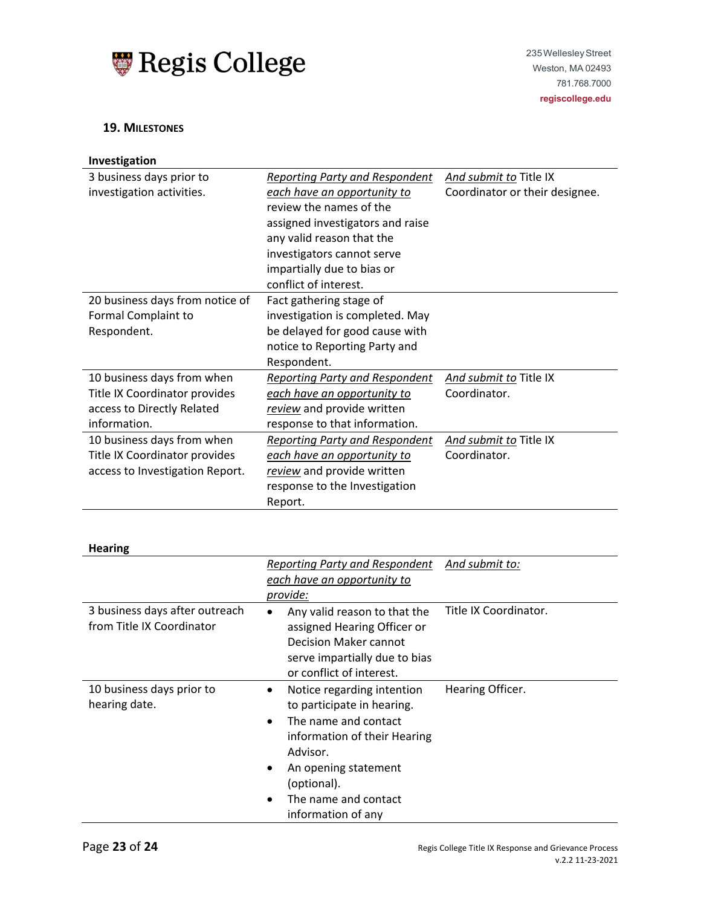### 19. MILESTONES

**Investigation**

| | | |
|---|---|---|
| 3 business days prior to investigation activities. | *Reporting Party and Respondent each have an opportunity to* review the names of the assigned investigators and raise any valid reason that the investigators cannot serve impartially due to bias or conflict of interest. | *And submit to* Title IX Coordinator or their designee. |
| 20 business days from notice of Formal Complaint to Respondent. | Fact gathering stage of investigation is completed. May be delayed for good cause with notice to Reporting Party and Respondent. | |
| 10 business days from when Title IX Coordinator provides access to Directly Related information. | *Reporting Party and Respondent each have an opportunity to review* and provide written response to that information. | *And submit to* Title IX Coordinator. |
| 10 business days from when Title IX Coordinator provides access to Investigation Report. | *Reporting Party and Respondent each have an opportunity to review* and provide written response to the Investigation Report. | *And submit to* Title IX Coordinator. |

**Hearing**

| | *Reporting Party and Respondent each have an opportunity to provide:* | *And submit to:* |
|---|---|---|
| 3 business days after outreach from Title IX Coordinator | • Any valid reason to that the assigned Hearing Officer or Decision Maker cannot serve impartially due to bias or conflict of interest. | Title IX Coordinator. |
| 10 business days prior to hearing date. | • Notice regarding intention to participate in hearing.<br>• The name and contact information of their Hearing Advisor.<br>• An opening statement (optional).<br>• The name and contact information of any | Hearing Officer. |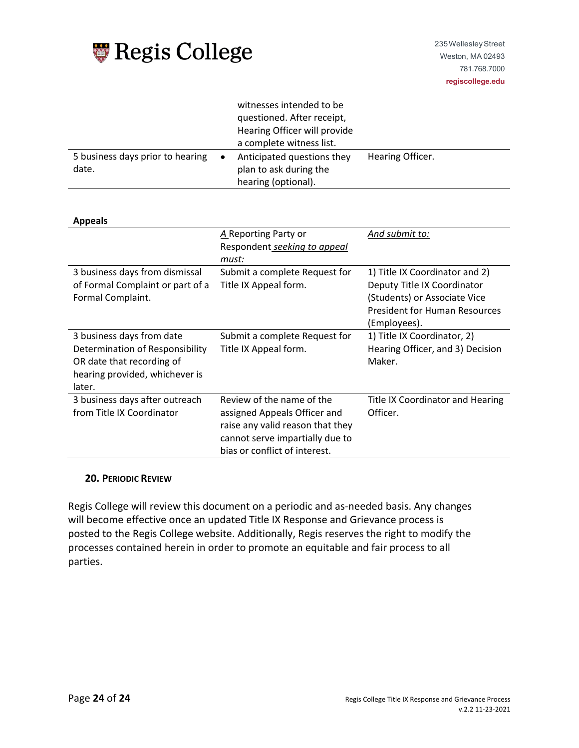| | | |
|---|---|---|
| | witnesses intended to be questioned. After receipt, Hearing Officer will provide a complete witness list. | |
| 5 business days prior to hearing date. | • Anticipated questions they plan to ask during the hearing (optional). | Hearing Officer. |

**Appeals**

| | *A* Reporting Party or Respondent *seeking to appeal must:* | *And submit to:* |
|---|---|---|
| 3 business days from dismissal of Formal Complaint or part of a Formal Complaint. | Submit a complete Request for Title IX Appeal form. | 1) Title IX Coordinator and 2) Deputy Title IX Coordinator (Students) or Associate Vice President for Human Resources (Employees). |
| 3 business days from date Determination of Responsibility OR date that recording of hearing provided, whichever is later. | Submit a complete Request for Title IX Appeal form. | 1) Title IX Coordinator, 2) Hearing Officer, and 3) Decision Maker. |
| 3 business days after outreach from Title IX Coordinator | Review of the name of the assigned Appeals Officer and raise any valid reason that they cannot serve impartially due to bias or conflict of interest. | Title IX Coordinator and Hearing Officer. |

## 20. Periodic Review

Regis College will review this document on a periodic and as-needed basis. Any changes will become effective once an updated Title IX Response and Grievance process is posted to the Regis College website. Additionally, Regis reserves the right to modify the processes contained herein in order to promote an equitable and fair process to all parties.